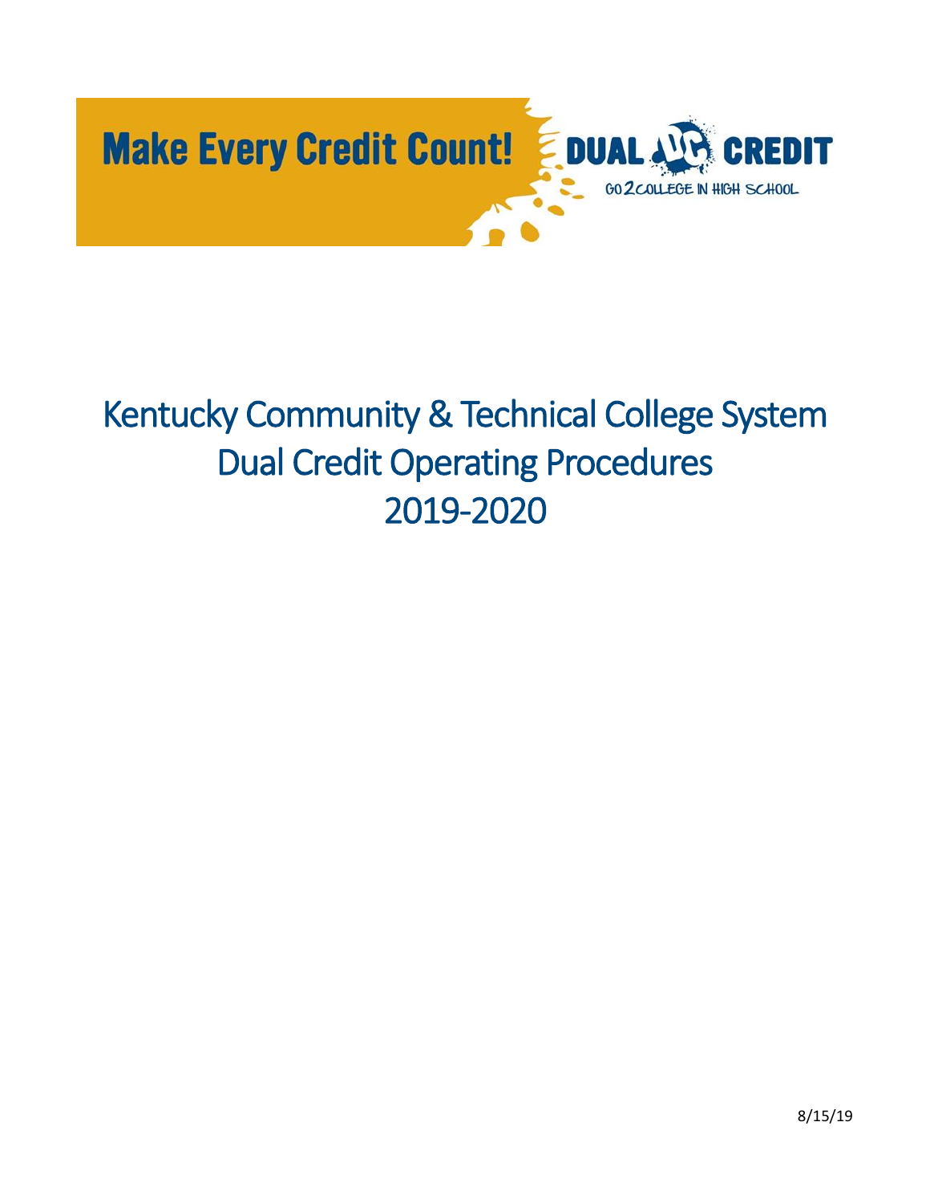Make Every Credit Count!

DUAL CREDIT

GO 2 COLLEGE IN HIGH SCHOOL

# Kentucky Community & Technical College System Dual Credit Operating Procedures 2019-2020

8/15/19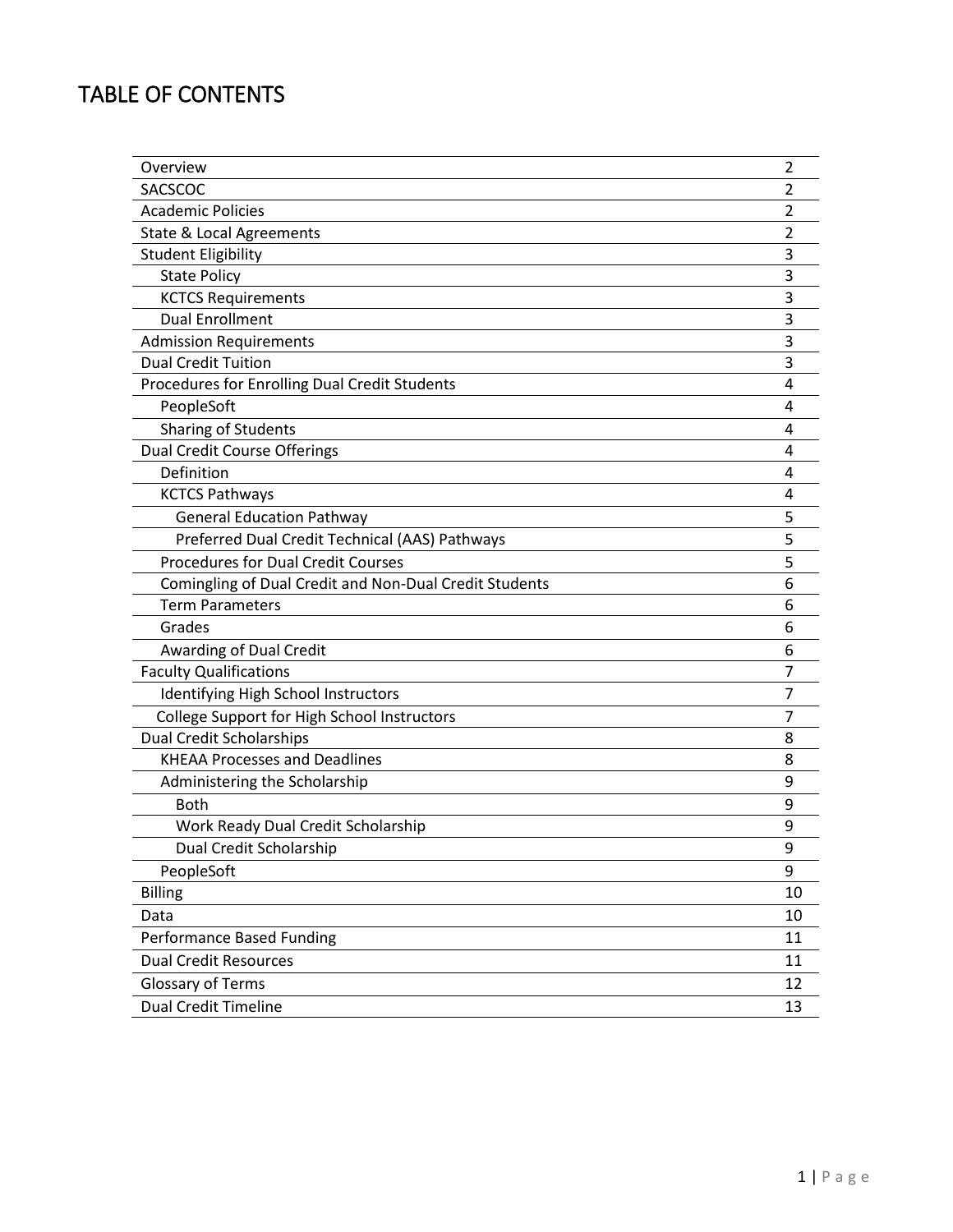# TABLE OF CONTENTS

| | |
|---|---|
| Overview | 2 |
| SACSCOC | 2 |
| Academic Policies | 2 |
| State & Local Agreements | 2 |
| Student Eligibility | 3 |
| State Policy | 3 |
| KCTCS Requirements | 3 |
| Dual Enrollment | 3 |
| Admission Requirements | 3 |
| Dual Credit Tuition | 3 |
| Procedures for Enrolling Dual Credit Students | 4 |
| PeopleSoft | 4 |
| Sharing of Students | 4 |
| Dual Credit Course Offerings | 4 |
| Definition | 4 |
| KCTCS Pathways | 4 |
| General Education Pathway | 5 |
| Preferred Dual Credit Technical (AAS) Pathways | 5 |
| Procedures for Dual Credit Courses | 5 |
| Comingling of Dual Credit and Non-Dual Credit Students | 6 |
| Term Parameters | 6 |
| Grades | 6 |
| Awarding of Dual Credit | 6 |
| Faculty Qualifications | 7 |
| Identifying High School Instructors | 7 |
| College Support for High School Instructors | 7 |
| Dual Credit Scholarships | 8 |
| KHEAA Processes and Deadlines | 8 |
| Administering the Scholarship | 9 |
| Both | 9 |
| Work Ready Dual Credit Scholarship | 9 |
| Dual Credit Scholarship | 9 |
| PeopleSoft | 9 |
| Billing | 10 |
| Data | 10 |
| Performance Based Funding | 11 |
| Dual Credit Resources | 11 |
| Glossary of Terms | 12 |
| Dual Credit Timeline | 13 |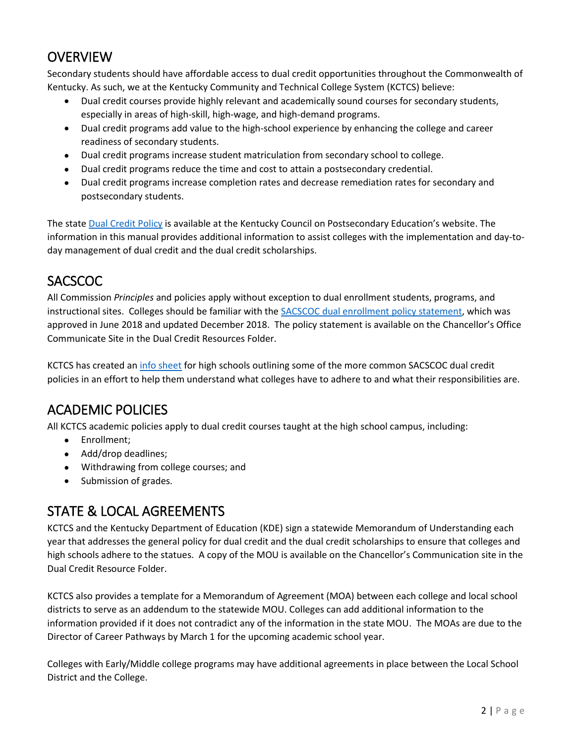## OVERVIEW

Secondary students should have affordable access to dual credit opportunities throughout the Commonwealth of Kentucky. As such, we at the Kentucky Community and Technical College System (KCTCS) believe:

- Dual credit courses provide highly relevant and academically sound courses for secondary students, especially in areas of high-skill, high-wage, and high-demand programs.
- Dual credit programs add value to the high-school experience by enhancing the college and career readiness of secondary students.
- Dual credit programs increase student matriculation from secondary school to college.
- Dual credit programs reduce the time and cost to attain a postsecondary credential.
- Dual credit programs increase completion rates and decrease remediation rates for secondary and postsecondary students.

The state Dual Credit Policy is available at the Kentucky Council on Postsecondary Education's website. The information in this manual provides additional information to assist colleges with the implementation and day-to-day management of dual credit and the dual credit scholarships.

## SACSCOC

All Commission *Principles* and policies apply without exception to dual enrollment students, programs, and instructional sites. Colleges should be familiar with the SACSCOC dual enrollment policy statement, which was approved in June 2018 and updated December 2018. The policy statement is available on the Chancellor's Office Communicate Site in the Dual Credit Resources Folder.

KCTCS has created an info sheet for high schools outlining some of the more common SACSCOC dual credit policies in an effort to help them understand what colleges have to adhere to and what their responsibilities are.

## ACADEMIC POLICIES

All KCTCS academic policies apply to dual credit courses taught at the high school campus, including:

- Enrollment;
- Add/drop deadlines;
- Withdrawing from college courses; and
- Submission of grades.

## STATE & LOCAL AGREEMENTS

KCTCS and the Kentucky Department of Education (KDE) sign a statewide Memorandum of Understanding each year that addresses the general policy for dual credit and the dual credit scholarships to ensure that colleges and high schools adhere to the statues. A copy of the MOU is available on the Chancellor's Communication site in the Dual Credit Resource Folder.

KCTCS also provides a template for a Memorandum of Agreement (MOA) between each college and local school districts to serve as an addendum to the statewide MOU. Colleges can add additional information to the information provided if it does not contradict any of the information in the state MOU. The MOAs are due to the Director of Career Pathways by March 1 for the upcoming academic school year.

Colleges with Early/Middle college programs may have additional agreements in place between the Local School District and the College.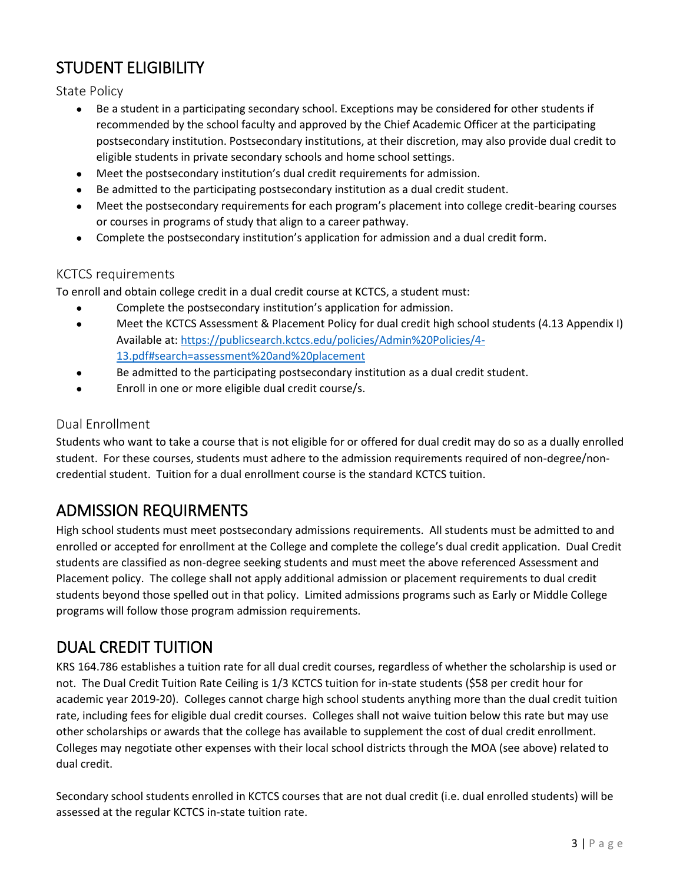## STUDENT ELIGIBILITY

### State Policy

- Be a student in a participating secondary school. Exceptions may be considered for other students if recommended by the school faculty and approved by the Chief Academic Officer at the participating postsecondary institution. Postsecondary institutions, at their discretion, may also provide dual credit to eligible students in private secondary schools and home school settings.
- Meet the postsecondary institution's dual credit requirements for admission.
- Be admitted to the participating postsecondary institution as a dual credit student.
- Meet the postsecondary requirements for each program's placement into college credit-bearing courses or courses in programs of study that align to a career pathway.
- Complete the postsecondary institution's application for admission and a dual credit form.

### KCTCS requirements

To enroll and obtain college credit in a dual credit course at KCTCS, a student must:

- Complete the postsecondary institution's application for admission.
- Meet the KCTCS Assessment & Placement Policy for dual credit high school students (4.13 Appendix I) Available at: https://publicsearch.kctcs.edu/policies/Admin%20Policies/4-13.pdf#search=assessment%20and%20placement
- Be admitted to the participating postsecondary institution as a dual credit student.
- Enroll in one or more eligible dual credit course/s.

### Dual Enrollment

Students who want to take a course that is not eligible for or offered for dual credit may do so as a dually enrolled student. For these courses, students must adhere to the admission requirements required of non-degree/non-credential student. Tuition for a dual enrollment course is the standard KCTCS tuition.

## ADMISSION REQUIRMENTS

High school students must meet postsecondary admissions requirements. All students must be admitted to and enrolled or accepted for enrollment at the College and complete the college's dual credit application. Dual Credit students are classified as non-degree seeking students and must meet the above referenced Assessment and Placement policy. The college shall not apply additional admission or placement requirements to dual credit students beyond those spelled out in that policy. Limited admissions programs such as Early or Middle College programs will follow those program admission requirements.

## DUAL CREDIT TUITION

KRS 164.786 establishes a tuition rate for all dual credit courses, regardless of whether the scholarship is used or not. The Dual Credit Tuition Rate Ceiling is 1/3 KCTCS tuition for in-state students ($58 per credit hour for academic year 2019-20). Colleges cannot charge high school students anything more than the dual credit tuition rate, including fees for eligible dual credit courses. Colleges shall not waive tuition below this rate but may use other scholarships or awards that the college has available to supplement the cost of dual credit enrollment. Colleges may negotiate other expenses with their local school districts through the MOA (see above) related to dual credit.

Secondary school students enrolled in KCTCS courses that are not dual credit (i.e. dual enrolled students) will be assessed at the regular KCTCS in-state tuition rate.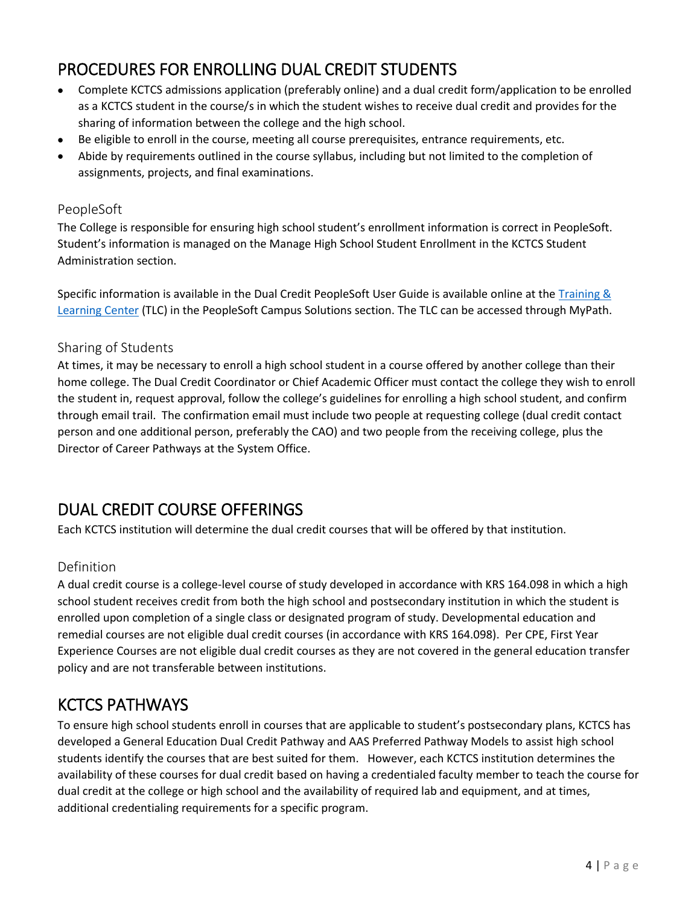## PROCEDURES FOR ENROLLING DUAL CREDIT STUDENTS

- Complete KCTCS admissions application (preferably online) and a dual credit form/application to be enrolled as a KCTCS student in the course/s in which the student wishes to receive dual credit and provides for the sharing of information between the college and the high school.
- Be eligible to enroll in the course, meeting all course prerequisites, entrance requirements, etc.
- Abide by requirements outlined in the course syllabus, including but not limited to the completion of assignments, projects, and final examinations.

### PeopleSoft

The College is responsible for ensuring high school student's enrollment information is correct in PeopleSoft. Student's information is managed on the Manage High School Student Enrollment in the KCTCS Student Administration section.

Specific information is available in the Dual Credit PeopleSoft User Guide is available online at the Training & Learning Center (TLC) in the PeopleSoft Campus Solutions section. The TLC can be accessed through MyPath.

### Sharing of Students

At times, it may be necessary to enroll a high school student in a course offered by another college than their home college. The Dual Credit Coordinator or Chief Academic Officer must contact the college they wish to enroll the student in, request approval, follow the college's guidelines for enrolling a high school student, and confirm through email trail. The confirmation email must include two people at requesting college (dual credit contact person and one additional person, preferably the CAO) and two people from the receiving college, plus the Director of Career Pathways at the System Office.

## DUAL CREDIT COURSE OFFERINGS

Each KCTCS institution will determine the dual credit courses that will be offered by that institution.

### Definition

A dual credit course is a college-level course of study developed in accordance with KRS 164.098 in which a high school student receives credit from both the high school and postsecondary institution in which the student is enrolled upon completion of a single class or designated program of study. Developmental education and remedial courses are not eligible dual credit courses (in accordance with KRS 164.098). Per CPE, First Year Experience Courses are not eligible dual credit courses as they are not covered in the general education transfer policy and are not transferable between institutions.

## KCTCS PATHWAYS

To ensure high school students enroll in courses that are applicable to student's postsecondary plans, KCTCS has developed a General Education Dual Credit Pathway and AAS Preferred Pathway Models to assist high school students identify the courses that are best suited for them. However, each KCTCS institution determines the availability of these courses for dual credit based on having a credentialed faculty member to teach the course for dual credit at the college or high school and the availability of required lab and equipment, and at times, additional credentialing requirements for a specific program.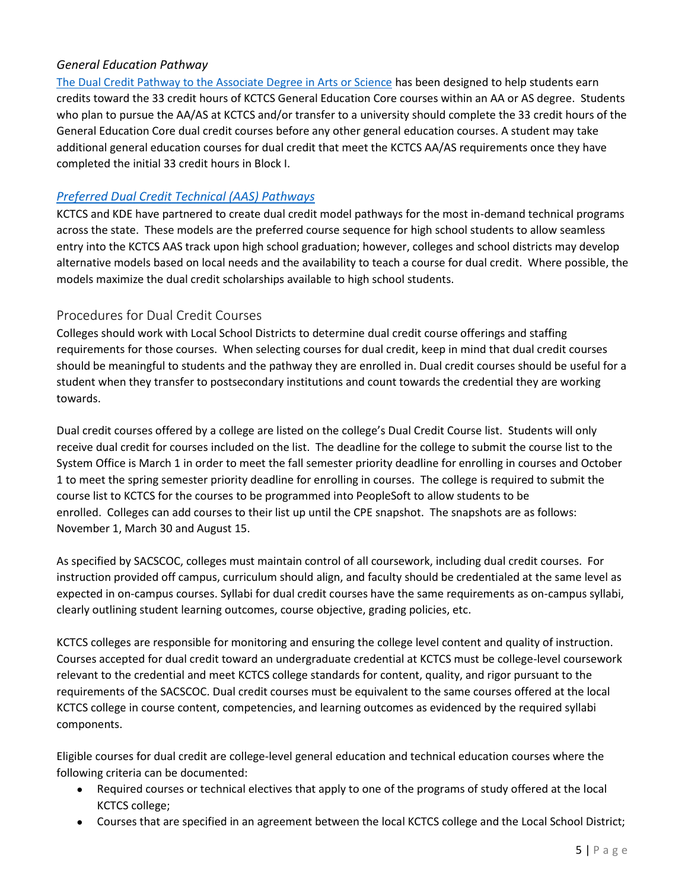### *General Education Pathway*

[The Dual Credit Pathway to the Associate Degree in Arts or Science] has been designed to help students earn credits toward the 33 credit hours of KCTCS General Education Core courses within an AA or AS degree. Students who plan to pursue the AA/AS at KCTCS and/or transfer to a university should complete the 33 credit hours of the General Education Core dual credit courses before any other general education courses. A student may take additional general education courses for dual credit that meet the KCTCS AA/AS requirements once they have completed the initial 33 credit hours in Block I.

### *Preferred Dual Credit Technical (AAS) Pathways*

KCTCS and KDE have partnered to create dual credit model pathways for the most in-demand technical programs across the state. These models are the preferred course sequence for high school students to allow seamless entry into the KCTCS AAS track upon high school graduation; however, colleges and school districts may develop alternative models based on local needs and the availability to teach a course for dual credit. Where possible, the models maximize the dual credit scholarships available to high school students.

## Procedures for Dual Credit Courses

Colleges should work with Local School Districts to determine dual credit course offerings and staffing requirements for those courses. When selecting courses for dual credit, keep in mind that dual credit courses should be meaningful to students and the pathway they are enrolled in. Dual credit courses should be useful for a student when they transfer to postsecondary institutions and count towards the credential they are working towards.

Dual credit courses offered by a college are listed on the college's Dual Credit Course list. Students will only receive dual credit for courses included on the list. The deadline for the college to submit the course list to the System Office is March 1 in order to meet the fall semester priority deadline for enrolling in courses and October 1 to meet the spring semester priority deadline for enrolling in courses. The college is required to submit the course list to KCTCS for the courses to be programmed into PeopleSoft to allow students to be enrolled. Colleges can add courses to their list up until the CPE snapshot. The snapshots are as follows: November 1, March 30 and August 15.

As specified by SACSCOC, colleges must maintain control of all coursework, including dual credit courses. For instruction provided off campus, curriculum should align, and faculty should be credentialed at the same level as expected in on-campus courses. Syllabi for dual credit courses have the same requirements as on-campus syllabi, clearly outlining student learning outcomes, course objective, grading policies, etc.

KCTCS colleges are responsible for monitoring and ensuring the college level content and quality of instruction. Courses accepted for dual credit toward an undergraduate credential at KCTCS must be college-level coursework relevant to the credential and meet KCTCS college standards for content, quality, and rigor pursuant to the requirements of the SACSCOC. Dual credit courses must be equivalent to the same courses offered at the local KCTCS college in course content, competencies, and learning outcomes as evidenced by the required syllabi components.

Eligible courses for dual credit are college-level general education and technical education courses where the following criteria can be documented:

- Required courses or technical electives that apply to one of the programs of study offered at the local KCTCS college;
- Courses that are specified in an agreement between the local KCTCS college and the Local School District;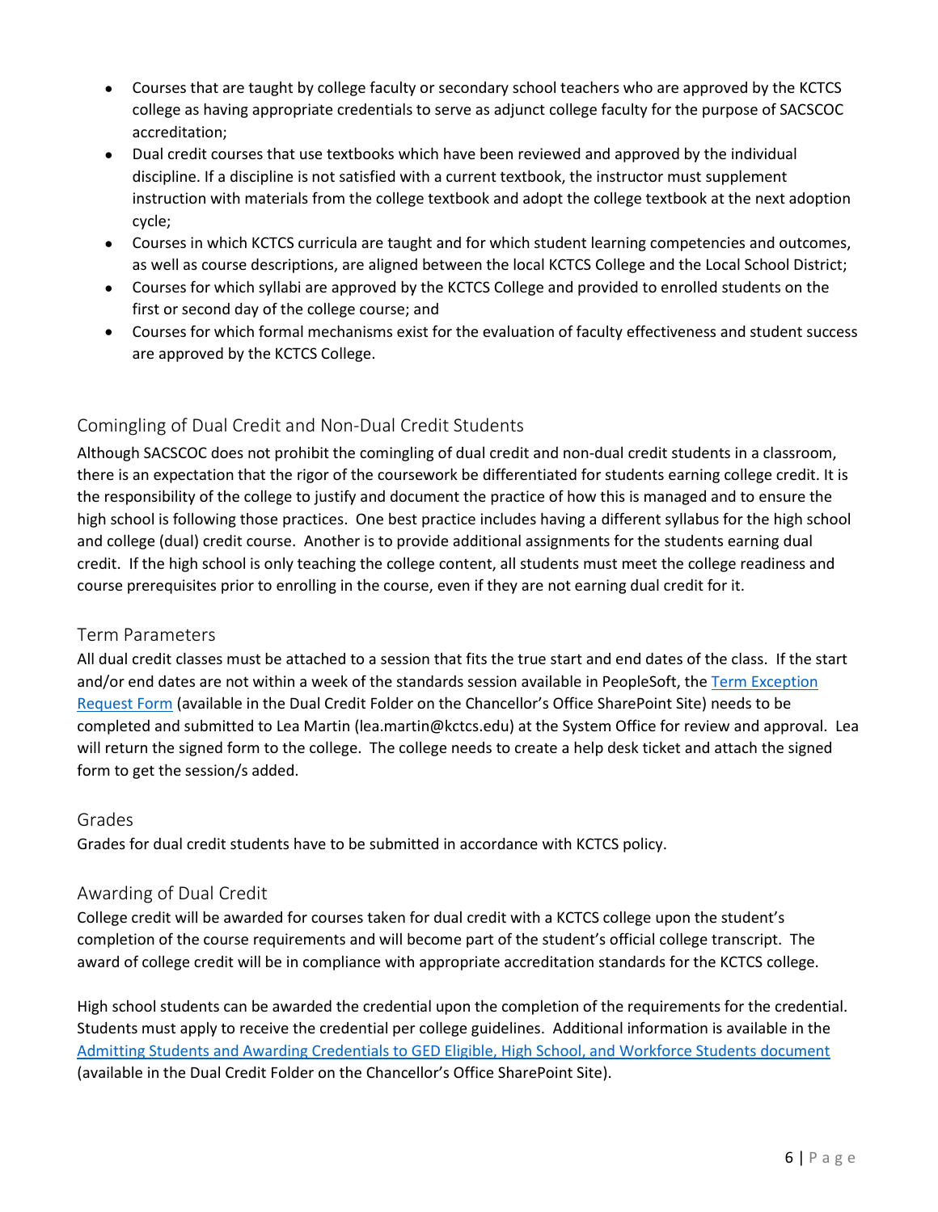- Courses that are taught by college faculty or secondary school teachers who are approved by the KCTCS college as having appropriate credentials to serve as adjunct college faculty for the purpose of SACSCOC accreditation;
- Dual credit courses that use textbooks which have been reviewed and approved by the individual discipline. If a discipline is not satisfied with a current textbook, the instructor must supplement instruction with materials from the college textbook and adopt the college textbook at the next adoption cycle;
- Courses in which KCTCS curricula are taught and for which student learning competencies and outcomes, as well as course descriptions, are aligned between the local KCTCS College and the Local School District;
- Courses for which syllabi are approved by the KCTCS College and provided to enrolled students on the first or second day of the college course; and
- Courses for which formal mechanisms exist for the evaluation of faculty effectiveness and student success are approved by the KCTCS College.

## Comingling of Dual Credit and Non-Dual Credit Students

Although SACSCOC does not prohibit the comingling of dual credit and non-dual credit students in a classroom, there is an expectation that the rigor of the coursework be differentiated for students earning college credit. It is the responsibility of the college to justify and document the practice of how this is managed and to ensure the high school is following those practices. One best practice includes having a different syllabus for the high school and college (dual) credit course. Another is to provide additional assignments for the students earning dual credit. If the high school is only teaching the college content, all students must meet the college readiness and course prerequisites prior to enrolling in the course, even if they are not earning dual credit for it.

## Term Parameters

All dual credit classes must be attached to a session that fits the true start and end dates of the class. If the start and/or end dates are not within a week of the standards session available in PeopleSoft, the Term Exception Request Form (available in the Dual Credit Folder on the Chancellor's Office SharePoint Site) needs to be completed and submitted to Lea Martin (lea.martin@kctcs.edu) at the System Office for review and approval. Lea will return the signed form to the college. The college needs to create a help desk ticket and attach the signed form to get the session/s added.

## Grades

Grades for dual credit students have to be submitted in accordance with KCTCS policy.

## Awarding of Dual Credit

College credit will be awarded for courses taken for dual credit with a KCTCS college upon the student's completion of the course requirements and will become part of the student's official college transcript. The award of college credit will be in compliance with appropriate accreditation standards for the KCTCS college.

High school students can be awarded the credential upon the completion of the requirements for the credential. Students must apply to receive the credential per college guidelines. Additional information is available in the Admitting Students and Awarding Credentials to GED Eligible, High School, and Workforce Students document (available in the Dual Credit Folder on the Chancellor's Office SharePoint Site).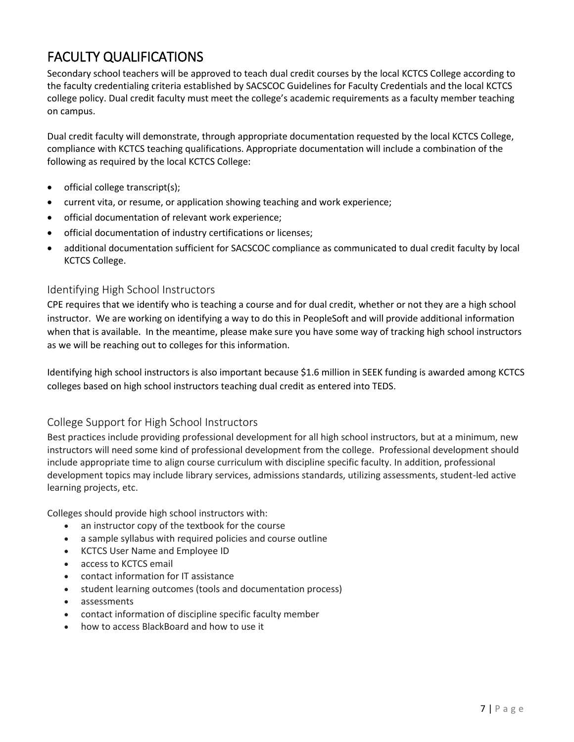# FACULTY QUALIFICATIONS

Secondary school teachers will be approved to teach dual credit courses by the local KCTCS College according to the faculty credentialing criteria established by SACSCOC Guidelines for Faculty Credentials and the local KCTCS college policy. Dual credit faculty must meet the college's academic requirements as a faculty member teaching on campus.

Dual credit faculty will demonstrate, through appropriate documentation requested by the local KCTCS College, compliance with KCTCS teaching qualifications. Appropriate documentation will include a combination of the following as required by the local KCTCS College:

- official college transcript(s);
- current vita, or resume, or application showing teaching and work experience;
- official documentation of relevant work experience;
- official documentation of industry certifications or licenses;
- additional documentation sufficient for SACSCOC compliance as communicated to dual credit faculty by local KCTCS College.

## Identifying High School Instructors

CPE requires that we identify who is teaching a course and for dual credit, whether or not they are a high school instructor. We are working on identifying a way to do this in PeopleSoft and will provide additional information when that is available. In the meantime, please make sure you have some way of tracking high school instructors as we will be reaching out to colleges for this information.

Identifying high school instructors is also important because $1.6 million in SEEK funding is awarded among KCTCS colleges based on high school instructors teaching dual credit as entered into TEDS.

## College Support for High School Instructors

Best practices include providing professional development for all high school instructors, but at a minimum, new instructors will need some kind of professional development from the college. Professional development should include appropriate time to align course curriculum with discipline specific faculty. In addition, professional development topics may include library services, admissions standards, utilizing assessments, student-led active learning projects, etc.

Colleges should provide high school instructors with:

- an instructor copy of the textbook for the course
- a sample syllabus with required policies and course outline
- KCTCS User Name and Employee ID
- access to KCTCS email
- contact information for IT assistance
- student learning outcomes (tools and documentation process)
- assessments
- contact information of discipline specific faculty member
- how to access BlackBoard and how to use it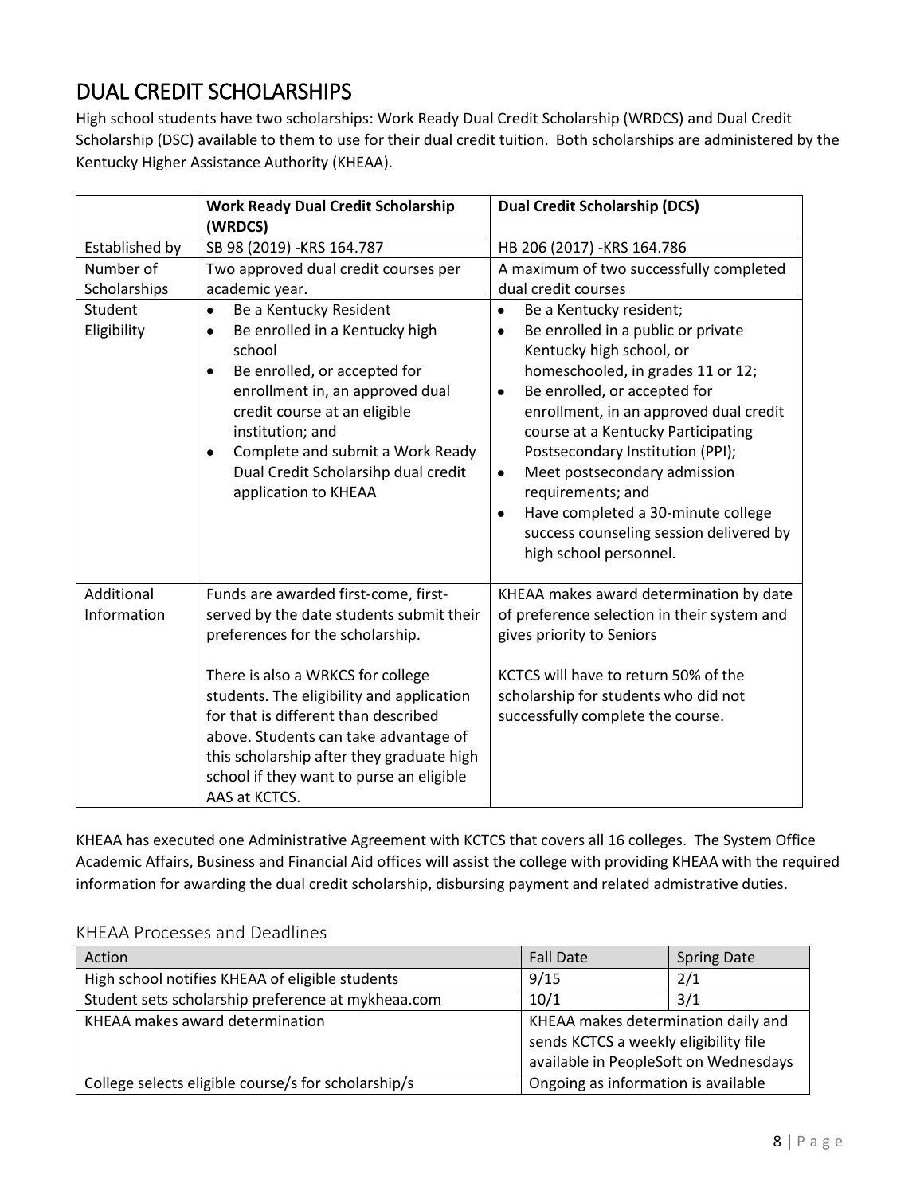# DUAL CREDIT SCHOLARSHIPS

High school students have two scholarships: Work Ready Dual Credit Scholarship (WRDCS) and Dual Credit Scholarship (DSC) available to them to use for their dual credit tuition. Both scholarships are administered by the Kentucky Higher Assistance Authority (KHEAA).

| | **Work Ready Dual Credit Scholarship (WRDCS)** | **Dual Credit Scholarship (DCS)** |
|---|---|---|
| Established by | SB 98 (2019) -KRS 164.787 | HB 206 (2017) -KRS 164.786 |
| Number of Scholarships | Two approved dual credit courses per academic year. | A maximum of two successfully completed dual credit courses |
| Student Eligibility | • Be a Kentucky Resident<br>• Be enrolled in a Kentucky high school<br>• Be enrolled, or accepted for enrollment in, an approved dual credit course at an eligible institution; and<br>• Complete and submit a Work Ready Dual Credit Scholarsihp dual credit application to KHEAA | • Be a Kentucky resident;<br>• Be enrolled in a public or private Kentucky high school, or homeschooled, in grades 11 or 12;<br>• Be enrolled, or accepted for enrollment, in an approved dual credit course at a Kentucky Participating Postsecondary Institution (PPI);<br>• Meet postsecondary admission requirements; and<br>• Have completed a 30-minute college success counseling session delivered by high school personnel. |
| Additional Information | Funds are awarded first-come, first-served by the date students submit their preferences for the scholarship.<br><br>There is also a WRKCS for college students. The eligibility and application for that is different than described above. Students can take advantage of this scholarship after they graduate high school if they want to purse an eligible AAS at KCTCS. | KHEAA makes award determination by date of preference selection in their system and gives priority to Seniors<br><br>KCTCS will have to return 50% of the scholarship for students who did not successfully complete the course. |

KHEAA has executed one Administrative Agreement with KCTCS that covers all 16 colleges. The System Office Academic Affairs, Business and Financial Aid offices will assist the college with providing KHEAA with the required information for awarding the dual credit scholarship, disbursing payment and related admistrative duties.

## KHEAA Processes and Deadlines

| Action | Fall Date | Spring Date |
|---|---|---|
| High school notifies KHEAA of eligible students | 9/15 | 2/1 |
| Student sets scholarship preference at mykheaa.com | 10/1 | 3/1 |
| KHEAA makes award determination | KHEAA makes determination daily and sends KCTCS a weekly eligibility file available in PeopleSoft on Wednesdays | |
| College selects eligible course/s for scholarship/s | Ongoing as information is available | |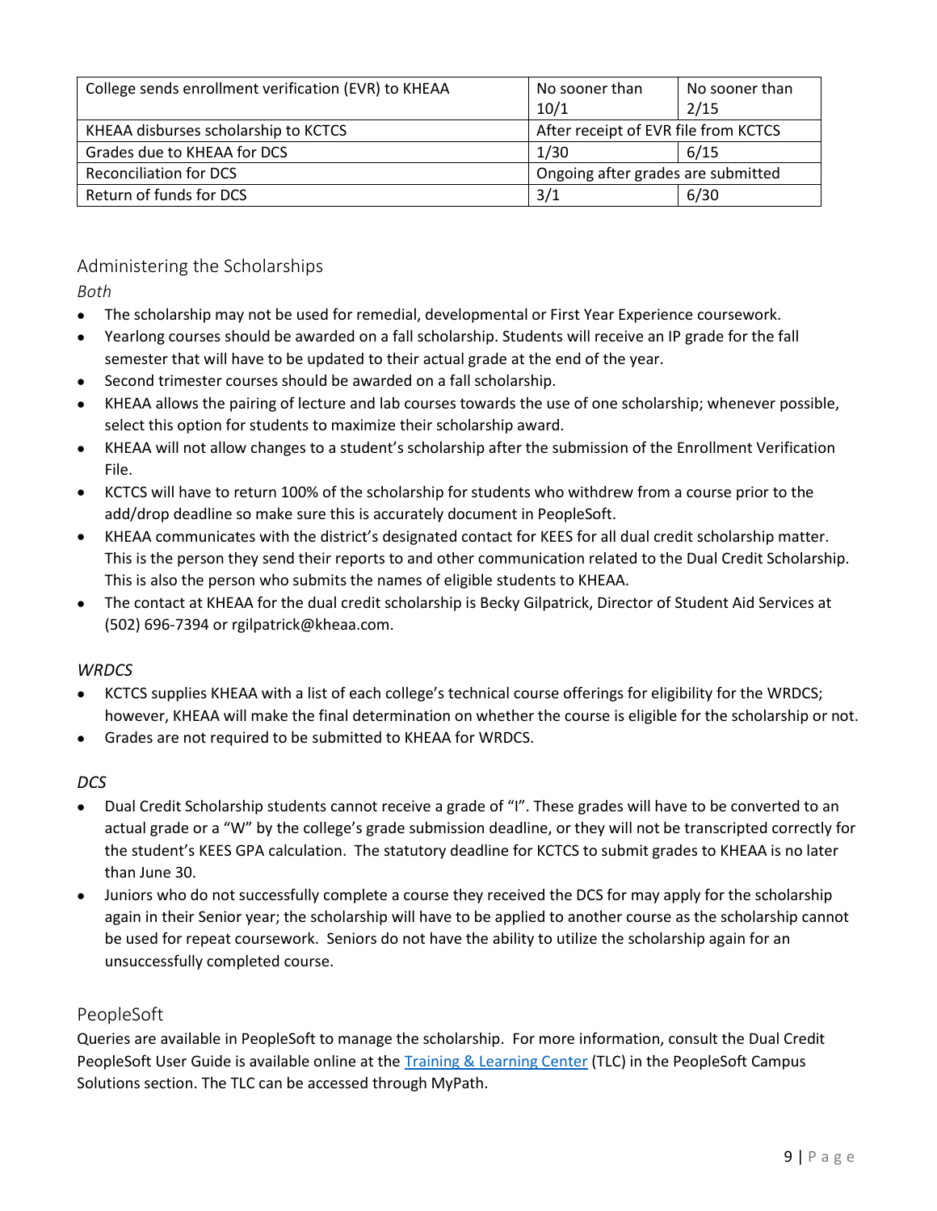| College sends enrollment verification (EVR) to KHEAA | No sooner than 10/1 | No sooner than 2/15 |
|---|---|---|
| KHEAA disburses scholarship to KCTCS | After receipt of EVR file from KCTCS | |
| Grades due to KHEAA for DCS | 1/30 | 6/15 |
| Reconciliation for DCS | Ongoing after grades are submitted | |
| Return of funds for DCS | 3/1 | 6/30 |

## Administering the Scholarships

*Both*

- The scholarship may not be used for remedial, developmental or First Year Experience coursework.
- Yearlong courses should be awarded on a fall scholarship. Students will receive an IP grade for the fall semester that will have to be updated to their actual grade at the end of the year.
- Second trimester courses should be awarded on a fall scholarship.
- KHEAA allows the pairing of lecture and lab courses towards the use of one scholarship; whenever possible, select this option for students to maximize their scholarship award.
- KHEAA will not allow changes to a student's scholarship after the submission of the Enrollment Verification File.
- KCTCS will have to return 100% of the scholarship for students who withdrew from a course prior to the add/drop deadline so make sure this is accurately document in PeopleSoft.
- KHEAA communicates with the district's designated contact for KEES for all dual credit scholarship matter. This is the person they send their reports to and other communication related to the Dual Credit Scholarship. This is also the person who submits the names of eligible students to KHEAA.
- The contact at KHEAA for the dual credit scholarship is Becky Gilpatrick, Director of Student Aid Services at (502) 696-7394 or rgilpatrick@kheaa.com.

*WRDCS*

- KCTCS supplies KHEAA with a list of each college's technical course offerings for eligibility for the WRDCS; however, KHEAA will make the final determination on whether the course is eligible for the scholarship or not.
- Grades are not required to be submitted to KHEAA for WRDCS.

*DCS*

- Dual Credit Scholarship students cannot receive a grade of "I". These grades will have to be converted to an actual grade or a "W" by the college's grade submission deadline, or they will not be transcripted correctly for the student's KEES GPA calculation. The statutory deadline for KCTCS to submit grades to KHEAA is no later than June 30.
- Juniors who do not successfully complete a course they received the DCS for may apply for the scholarship again in their Senior year; the scholarship will have to be applied to another course as the scholarship cannot be used for repeat coursework. Seniors do not have the ability to utilize the scholarship again for an unsuccessfully completed course.

## PeopleSoft

Queries are available in PeopleSoft to manage the scholarship. For more information, consult the Dual Credit PeopleSoft User Guide is available online at the [Training & Learning Center](#) (TLC) in the PeopleSoft Campus Solutions section. The TLC can be accessed through MyPath.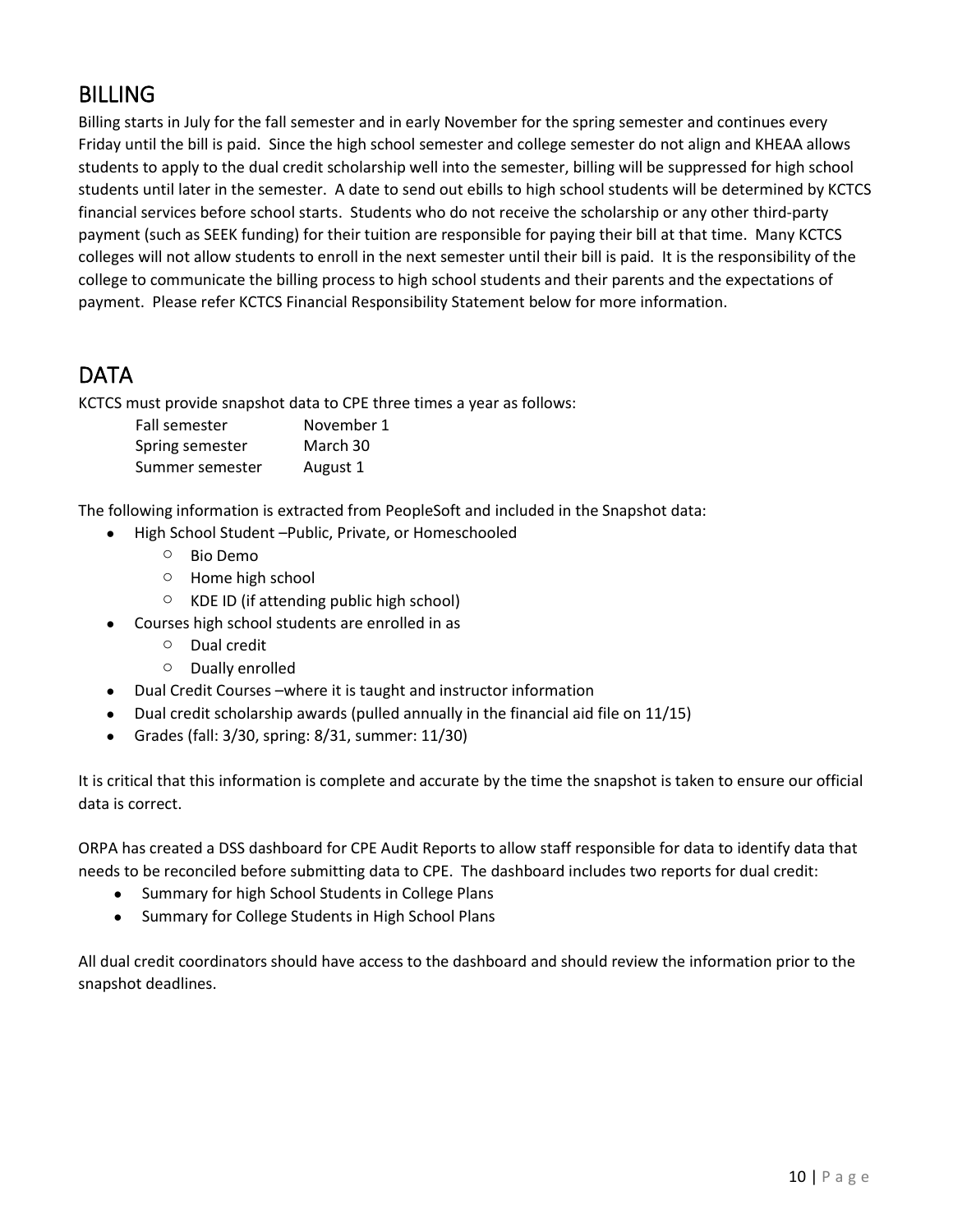## BILLING

Billing starts in July for the fall semester and in early November for the spring semester and continues every Friday until the bill is paid. Since the high school semester and college semester do not align and KHEAA allows students to apply to the dual credit scholarship well into the semester, billing will be suppressed for high school students until later in the semester. A date to send out ebills to high school students will be determined by KCTCS financial services before school starts. Students who do not receive the scholarship or any other third-party payment (such as SEEK funding) for their tuition are responsible for paying their bill at that time. Many KCTCS colleges will not allow students to enroll in the next semester until their bill is paid. It is the responsibility of the college to communicate the billing process to high school students and their parents and the expectations of payment. Please refer KCTCS Financial Responsibility Statement below for more information.

## DATA

KCTCS must provide snapshot data to CPE three times a year as follows:

| | |
|---|---|
| Fall semester | November 1 |
| Spring semester | March 30 |
| Summer semester | August 1 |

The following information is extracted from PeopleSoft and included in the Snapshot data:

- High School Student –Public, Private, or Homeschooled
  - Bio Demo
  - Home high school
  - KDE ID (if attending public high school)
- Courses high school students are enrolled in as
  - Dual credit
  - Dually enrolled
- Dual Credit Courses –where it is taught and instructor information
- Dual credit scholarship awards (pulled annually in the financial aid file on 11/15)
- Grades (fall: 3/30, spring: 8/31, summer: 11/30)

It is critical that this information is complete and accurate by the time the snapshot is taken to ensure our official data is correct.

ORPA has created a DSS dashboard for CPE Audit Reports to allow staff responsible for data to identify data that needs to be reconciled before submitting data to CPE. The dashboard includes two reports for dual credit:

- Summary for high School Students in College Plans
- Summary for College Students in High School Plans

All dual credit coordinators should have access to the dashboard and should review the information prior to the snapshot deadlines.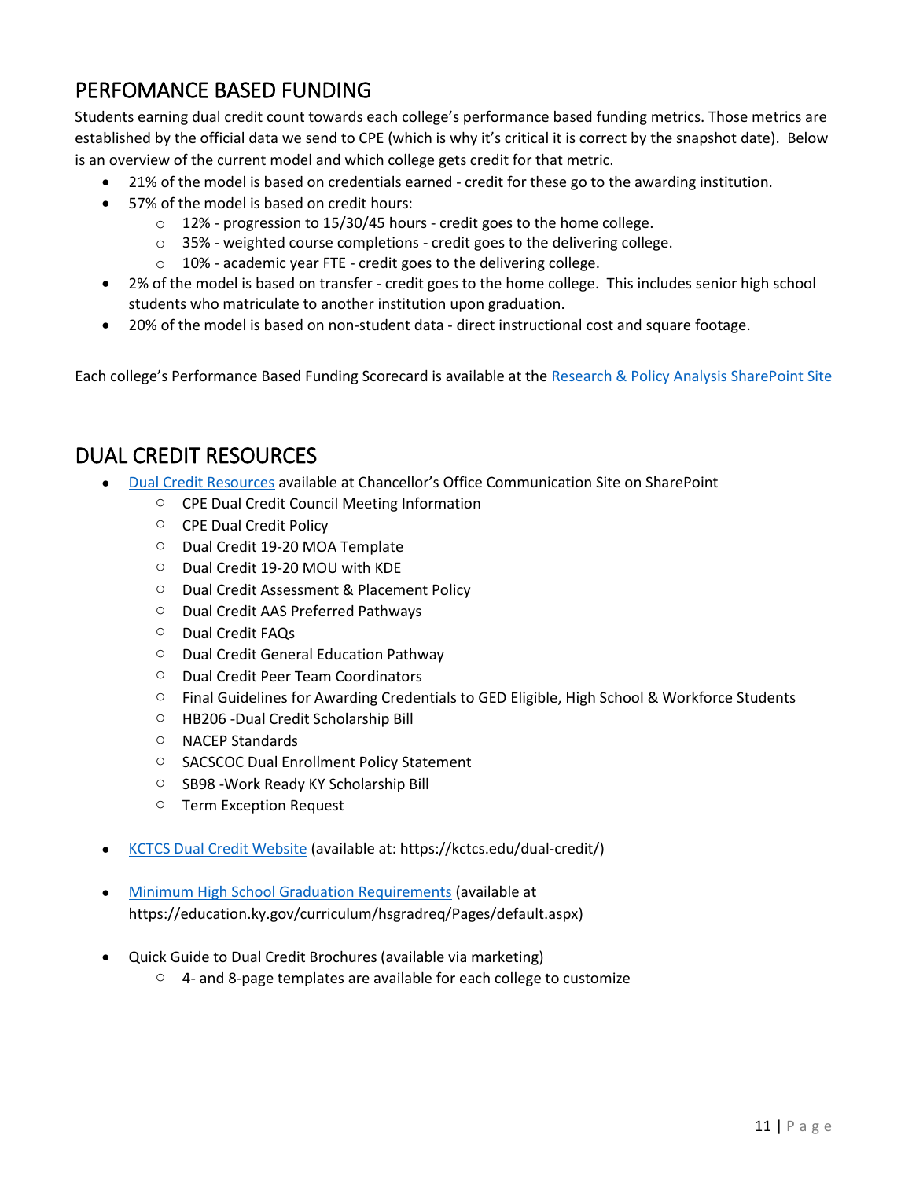## PERFOMANCE BASED FUNDING

Students earning dual credit count towards each college's performance based funding metrics. Those metrics are established by the official data we send to CPE (which is why it's critical it is correct by the snapshot date). Below is an overview of the current model and which college gets credit for that metric.

- 21% of the model is based on credentials earned - credit for these go to the awarding institution.
- 57% of the model is based on credit hours:
  - 12% - progression to 15/30/45 hours - credit goes to the home college.
  - 35% - weighted course completions - credit goes to the delivering college.
  - 10% - academic year FTE - credit goes to the delivering college.
- 2% of the model is based on transfer - credit goes to the home college. This includes senior high school students who matriculate to another institution upon graduation.
- 20% of the model is based on non-student data - direct instructional cost and square footage.

Each college's Performance Based Funding Scorecard is available at the [Research & Policy Analysis SharePoint Site]

## DUAL CREDIT RESOURCES

- [Dual Credit Resources] available at Chancellor's Office Communication Site on SharePoint
  - CPE Dual Credit Council Meeting Information
  - CPE Dual Credit Policy
  - Dual Credit 19-20 MOA Template
  - Dual Credit 19-20 MOU with KDE
  - Dual Credit Assessment & Placement Policy
  - Dual Credit AAS Preferred Pathways
  - Dual Credit FAQs
  - Dual Credit General Education Pathway
  - Dual Credit Peer Team Coordinators
  - Final Guidelines for Awarding Credentials to GED Eligible, High School & Workforce Students
  - HB206 -Dual Credit Scholarship Bill
  - NACEP Standards
  - SACSCOC Dual Enrollment Policy Statement
  - SB98 -Work Ready KY Scholarship Bill
  - Term Exception Request

- [KCTCS Dual Credit Website] (available at: https://kctcs.edu/dual-credit/)

- [Minimum High School Graduation Requirements] (available at https://education.ky.gov/curriculum/hsgradreq/Pages/default.aspx)

- Quick Guide to Dual Credit Brochures (available via marketing)
  - 4- and 8-page templates are available for each college to customize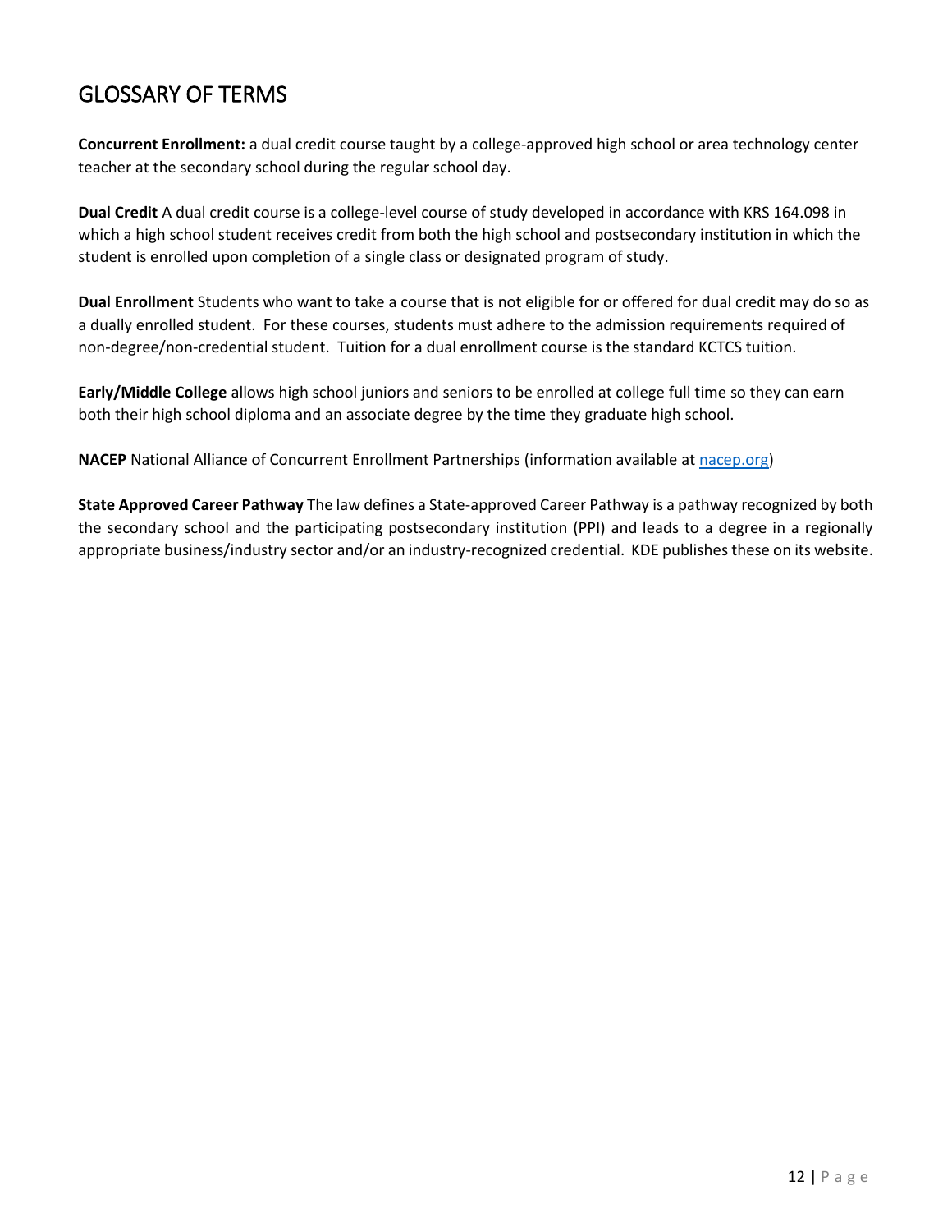## GLOSSARY OF TERMS

**Concurrent Enrollment:** a dual credit course taught by a college-approved high school or area technology center teacher at the secondary school during the regular school day.

**Dual Credit** A dual credit course is a college-level course of study developed in accordance with KRS 164.098 in which a high school student receives credit from both the high school and postsecondary institution in which the student is enrolled upon completion of a single class or designated program of study.

**Dual Enrollment** Students who want to take a course that is not eligible for or offered for dual credit may do so as a dually enrolled student. For these courses, students must adhere to the admission requirements required of non-degree/non-credential student. Tuition for a dual enrollment course is the standard KCTCS tuition.

**Early/Middle College** allows high school juniors and seniors to be enrolled at college full time so they can earn both their high school diploma and an associate degree by the time they graduate high school.

**NACEP** National Alliance of Concurrent Enrollment Partnerships (information available at [nacep.org](nacep.org))

**State Approved Career Pathway** The law defines a State-approved Career Pathway is a pathway recognized by both the secondary school and the participating postsecondary institution (PPI) and leads to a degree in a regionally appropriate business/industry sector and/or an industry-recognized credential. KDE publishes these on its website.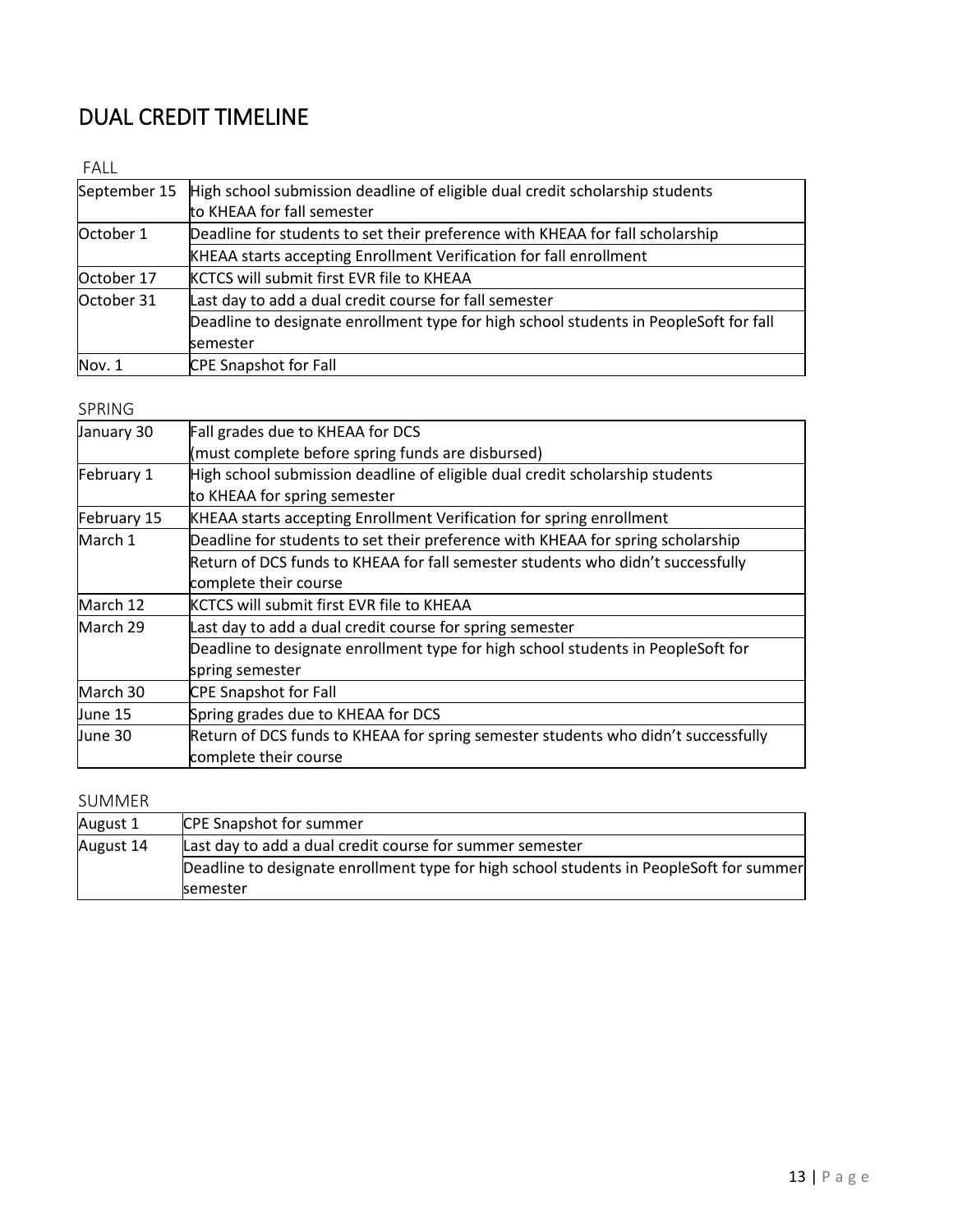## DUAL CREDIT TIMELINE

FALL

| | |
|---|---|
| September 15 | High school submission deadline of eligible dual credit scholarship students to KHEAA for fall semester |
| October 1 | Deadline for students to set their preference with KHEAA for fall scholarship |
| | KHEAA starts accepting Enrollment Verification for fall enrollment |
| October 17 | KCTCS will submit first EVR file to KHEAA |
| October 31 | Last day to add a dual credit course for fall semester |
| | Deadline to designate enrollment type for high school students in PeopleSoft for fall semester |
| Nov. 1 | CPE Snapshot for Fall |

SPRING

| | |
|---|---|
| January 30 | Fall grades due to KHEAA for DCS (must complete before spring funds are disbursed) |
| February 1 | High school submission deadline of eligible dual credit scholarship students to KHEAA for spring semester |
| February 15 | KHEAA starts accepting Enrollment Verification for spring enrollment |
| March 1 | Deadline for students to set their preference with KHEAA for spring scholarship |
| | Return of DCS funds to KHEAA for fall semester students who didn't successfully complete their course |
| March 12 | KCTCS will submit first EVR file to KHEAA |
| March 29 | Last day to add a dual credit course for spring semester |
| | Deadline to designate enrollment type for high school students in PeopleSoft for spring semester |
| March 30 | CPE Snapshot for Fall |
| June 15 | Spring grades due to KHEAA for DCS |
| June 30 | Return of DCS funds to KHEAA for spring semester students who didn't successfully complete their course |

SUMMER

| | |
|---|---|
| August 1 | CPE Snapshot for summer |
| August 14 | Last day to add a dual credit course for summer semester |
| | Deadline to designate enrollment type for high school students in PeopleSoft for summer semester |